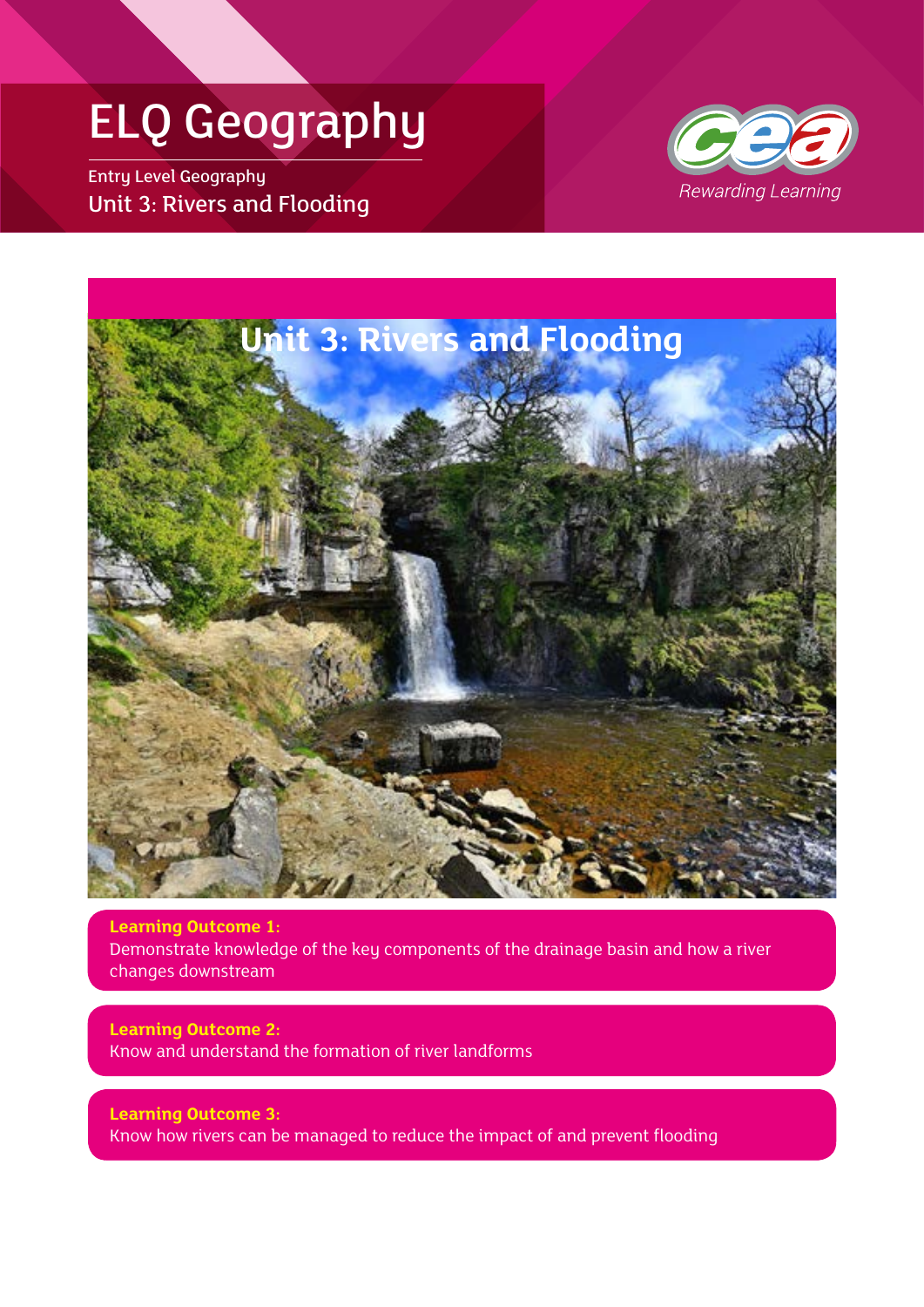# ELQ Geography

Entry Level Geography

Unit 3: Rivers and Flooding

Rewarding Learning

## Unit 3: Rivers and Flooding

**Learning Outcome 1:**
Demonstrate knowledge of the key components of the drainage basin and how a river changes downstream

**Learning Outcome 2:**
Know and understand the formation of river landforms

**Learning Outcome 3:**
Know how rivers can be managed to reduce the impact of and prevent flooding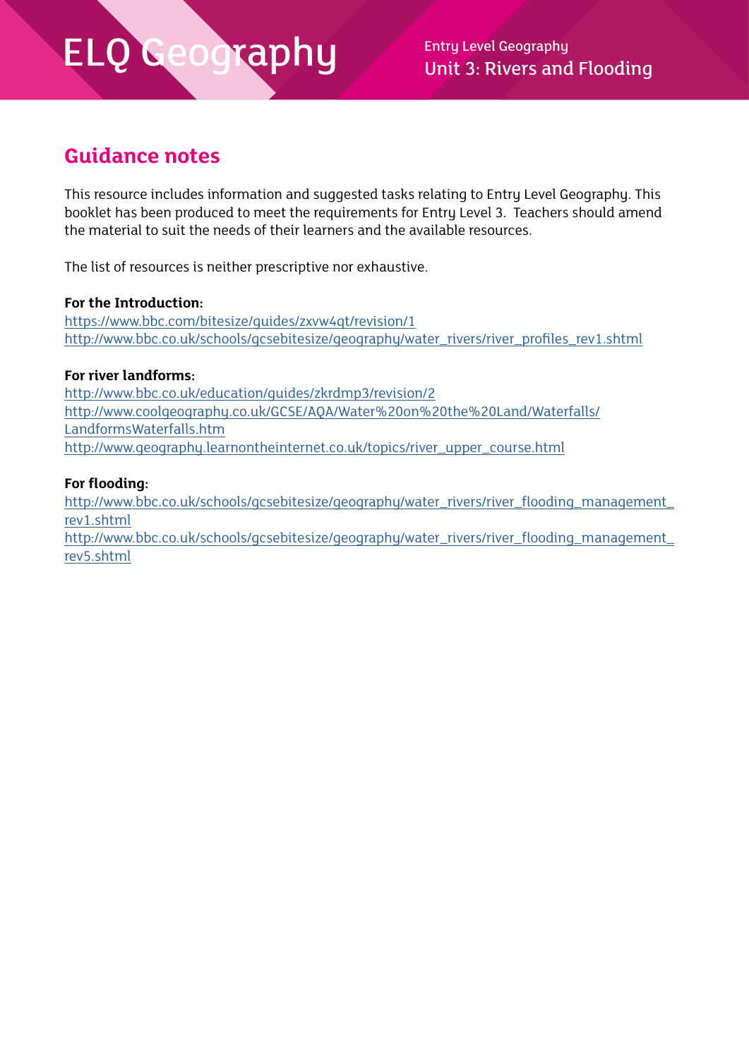## Guidance notes

This resource includes information and suggested tasks relating to Entry Level Geography. This booklet has been produced to meet the requirements for Entry Level 3. Teachers should amend the material to suit the needs of their learners and the available resources.

The list of resources is neither prescriptive nor exhaustive.

**For the Introduction:**
https://www.bbc.com/bitesize/guides/zxvw4qt/revision/1
http://www.bbc.co.uk/schools/gcsebitesize/geography/water_rivers/river_profiles_rev1.shtml

**For river landforms:**
http://www.bbc.co.uk/education/guides/zkrdmp3/revision/2
http://www.coolgeography.co.uk/GCSE/AQA/Water%20on%20the%20Land/Waterfalls/LandformsWaterfalls.htm
http://www.geography.learnontheinternet.co.uk/topics/river_upper_course.html

**For flooding:**
http://www.bbc.co.uk/schools/gcsebitesize/geography/water_rivers/river_flooding_management_rev1.shtml
http://www.bbc.co.uk/schools/gcsebitesize/geography/water_rivers/river_flooding_management_rev5.shtml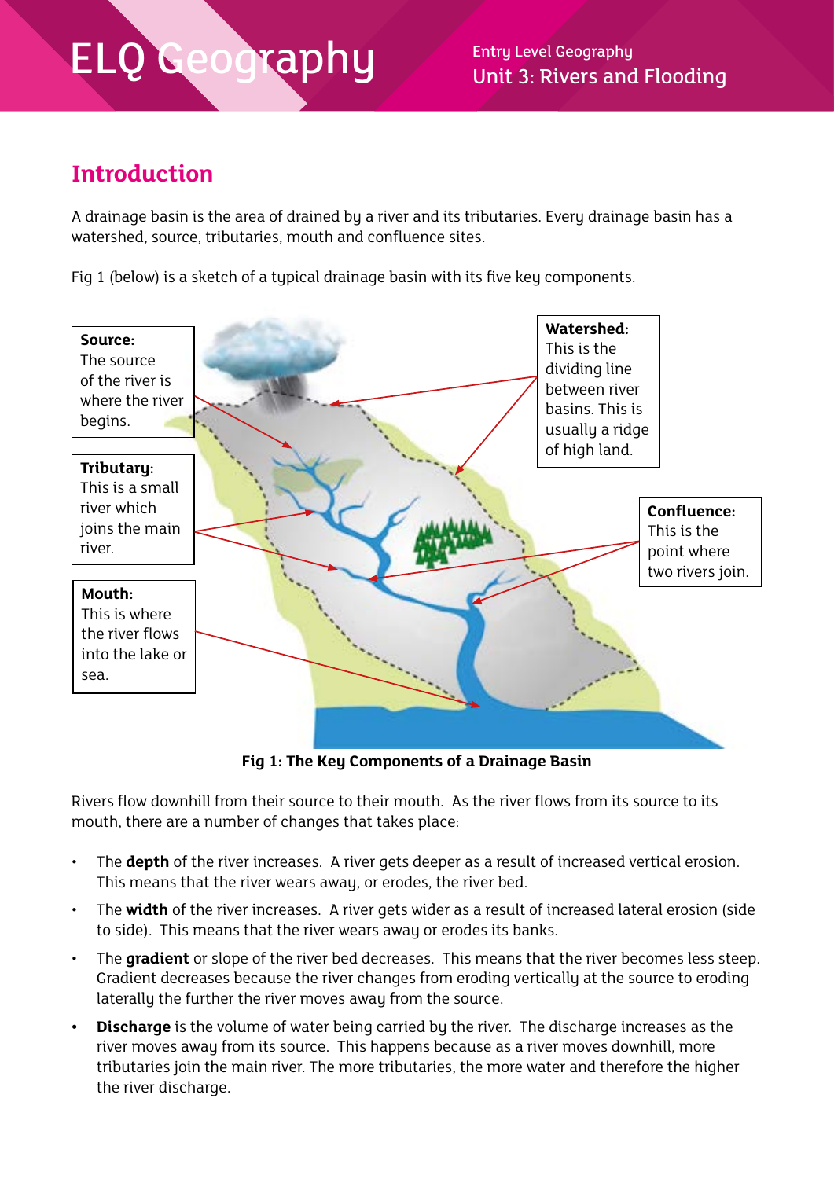## Introduction

A drainage basin is the area of drained by a river and its tributaries. Every drainage basin has a watershed, source, tributaries, mouth and confluence sites.

Fig 1 (below) is a sketch of a typical drainage basin with its five key components.

**Source:** The source of the river is where the river begins.

**Tributary:** This is a small river which joins the main river.

**Mouth:** This is where the river flows into the lake or sea.

**Watershed:** This is the dividing line between river basins. This is usually a ridge of high land.

**Confluence:** This is the point where two rivers join.

**Fig 1: The Key Components of a Drainage Basin**

Rivers flow downhill from their source to their mouth. As the river flows from its source to its mouth, there are a number of changes that takes place:

- The **depth** of the river increases. A river gets deeper as a result of increased vertical erosion. This means that the river wears away, or erodes, the river bed.
- The **width** of the river increases. A river gets wider as a result of increased lateral erosion (side to side). This means that the river wears away or erodes its banks.
- The **gradient** or slope of the river bed decreases. This means that the river becomes less steep. Gradient decreases because the river changes from eroding vertically at the source to eroding laterally the further the river moves away from the source.
- **Discharge** is the volume of water being carried by the river. The discharge increases as the river moves away from its source. This happens because as a river moves downhill, more tributaries join the main river. The more tributaries, the more water and therefore the higher the river discharge.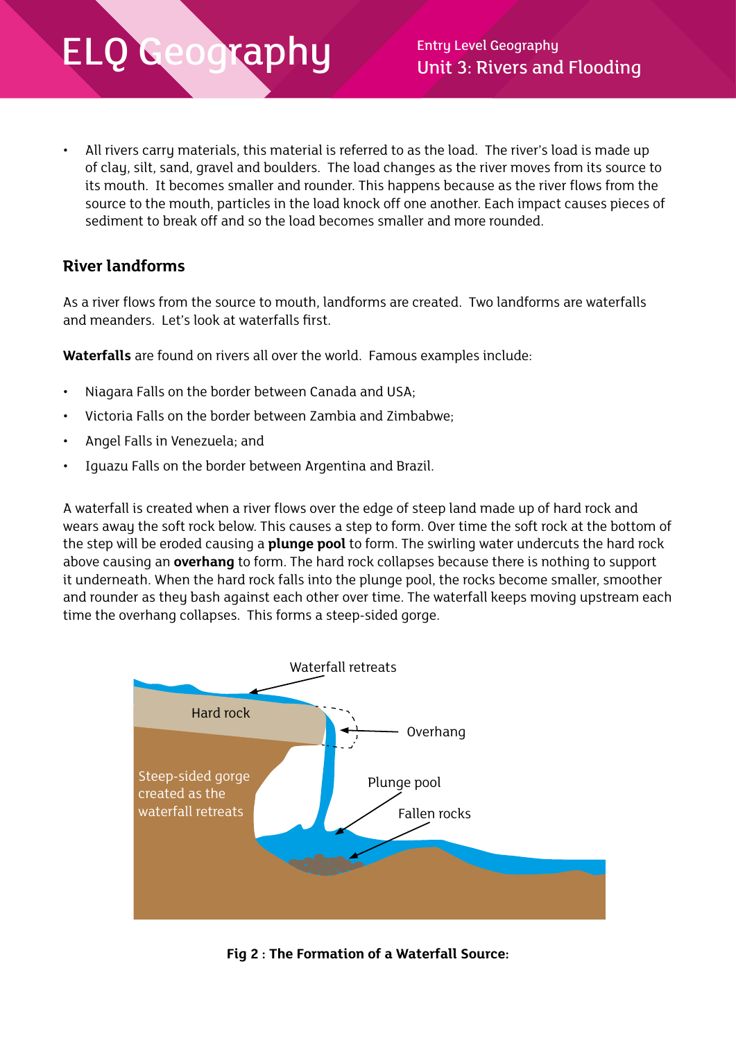- All rivers carry materials, this material is referred to as the load. The river's load is made up of clay, silt, sand, gravel and boulders. The load changes as the river moves from its source to its mouth. It becomes smaller and rounder. This happens because as the river flows from the source to the mouth, particles in the load knock off one another. Each impact causes pieces of sediment to break off and so the load becomes smaller and more rounded.

## River landforms

As a river flows from the source to mouth, landforms are created. Two landforms are waterfalls and meanders. Let's look at waterfalls first.

**Waterfalls** are found on rivers all over the world. Famous examples include:

- Niagara Falls on the border between Canada and USA;
- Victoria Falls on the border between Zambia and Zimbabwe;
- Angel Falls in Venezuela; and
- Iguazu Falls on the border between Argentina and Brazil.

A waterfall is created when a river flows over the edge of steep land made up of hard rock and wears away the soft rock below. This causes a step to form. Over time the soft rock at the bottom of the step will be eroded causing a **plunge pool** to form. The swirling water undercuts the hard rock above causing an **overhang** to form. The hard rock collapses because there is nothing to support it underneath. When the hard rock falls into the plunge pool, the rocks become smaller, smoother and rounder as they bash against each other over time. The waterfall keeps moving upstream each time the overhang collapses. This forms a steep-sided gorge.

Waterfall retreats

Hard rock

Overhang

Steep-sided gorge created as the waterfall retreats

Plunge pool

Fallen rocks

**Fig 2 : The Formation of a Waterfall Source:**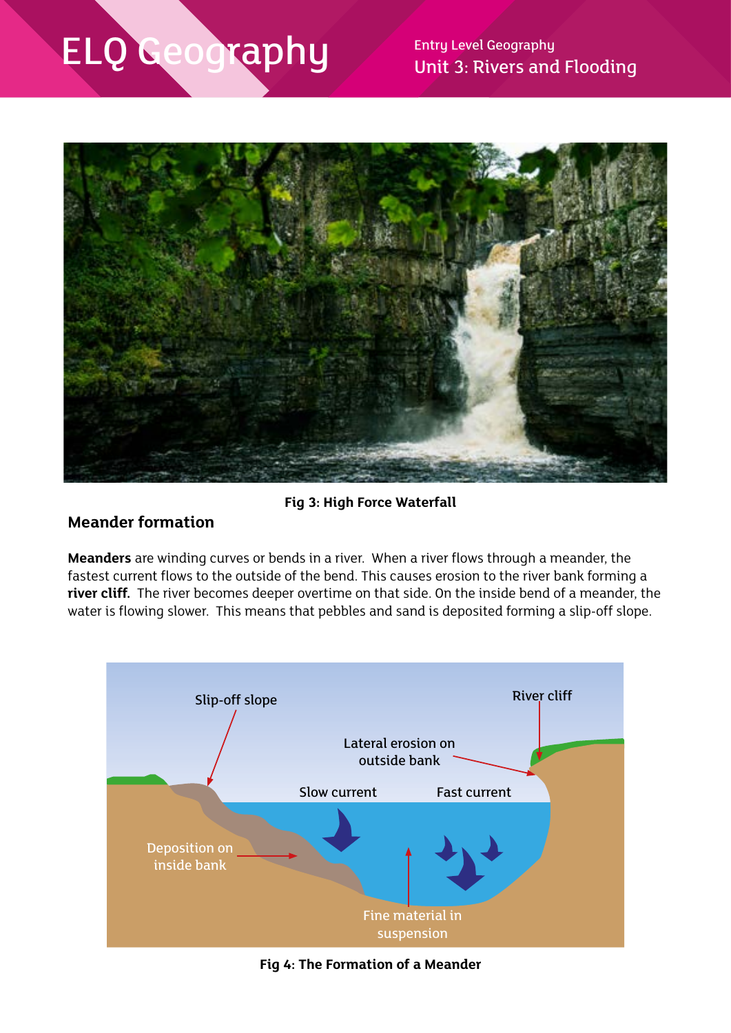Fig 3: High Force Waterfall

## Meander formation

**Meanders** are winding curves or bends in a river. When a river flows through a meander, the fastest current flows to the outside of the bend. This causes erosion to the river bank forming a **river cliff.** The river becomes deeper overtime on that side. On the inside bend of a meander, the water is flowing slower. This means that pebbles and sand is deposited forming a slip-off slope.

Slip-off slope

River cliff

Lateral erosion on outside bank

Slow current

Fast current

Deposition on inside bank

Fine material in suspension

Fig 4: The Formation of a Meander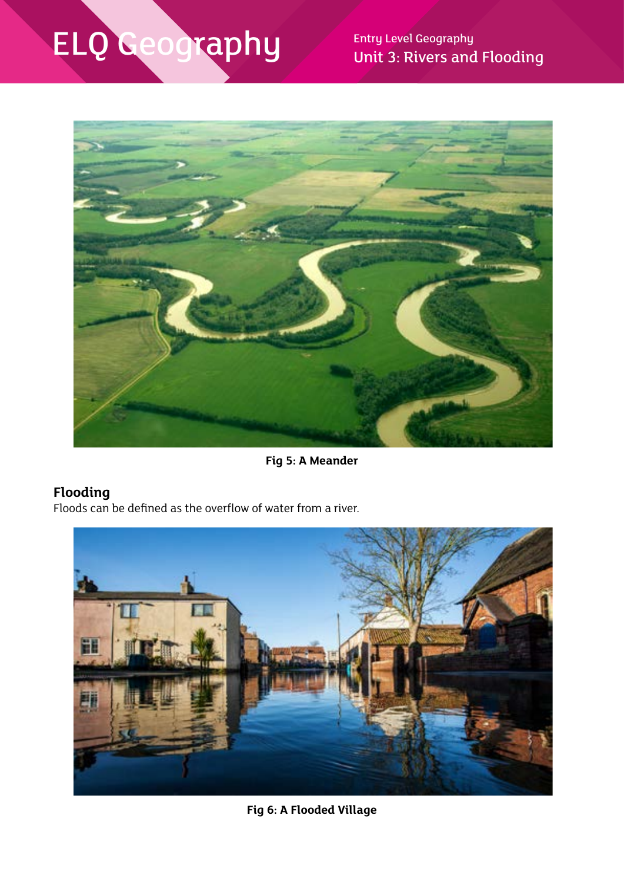Fig 5: A Meander

## Flooding

Floods can be defined as the overflow of water from a river.

Fig 6: A Flooded Village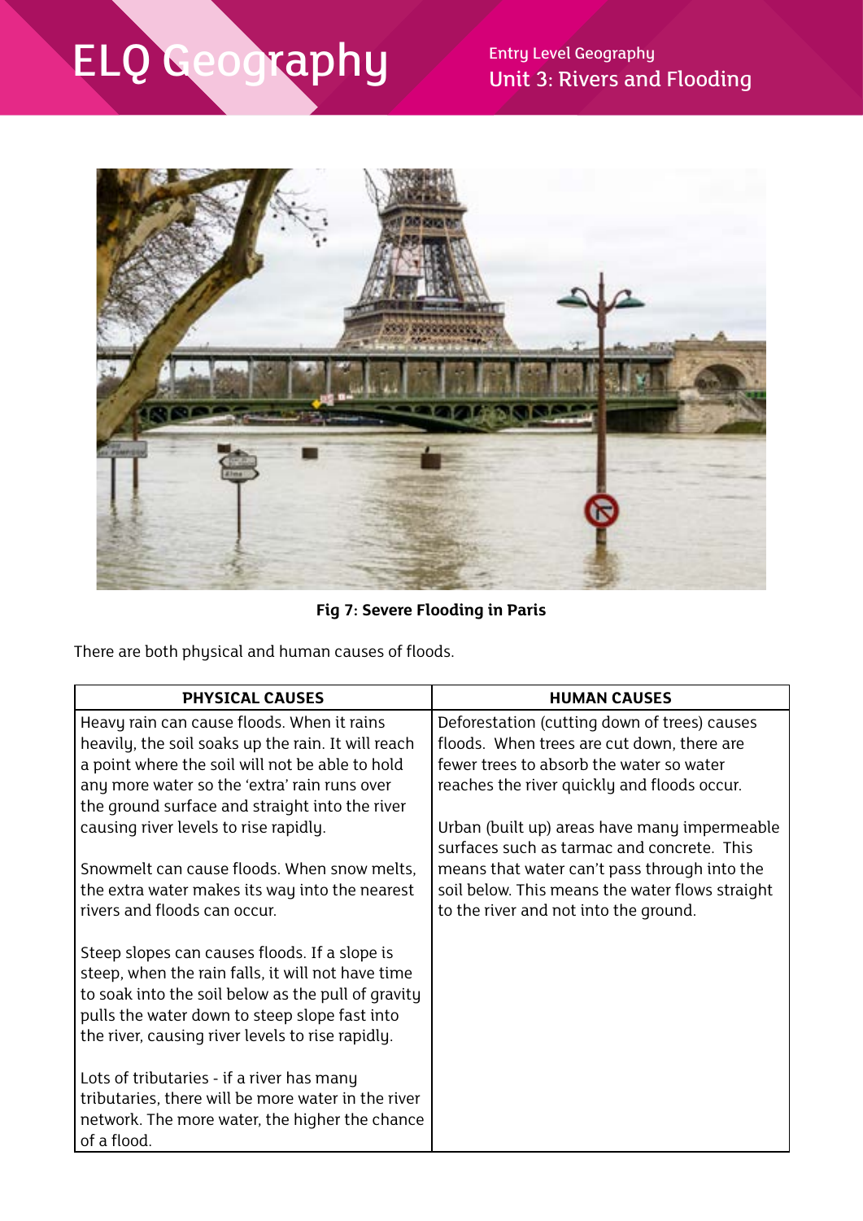Fig 7: Severe Flooding in Paris

There are both physical and human causes of floods.

| PHYSICAL CAUSES | HUMAN CAUSES |
| --- | --- |
| Heavy rain can cause floods. When it rains heavily, the soil soaks up the rain. It will reach a point where the soil will not be able to hold any more water so the 'extra' rain runs over the ground surface and straight into the river causing river levels to rise rapidly.<br><br>Snowmelt can cause floods. When snow melts, the extra water makes its way into the nearest rivers and floods can occur.<br><br>Steep slopes can causes floods. If a slope is steep, when the rain falls, it will not have time to soak into the soil below as the pull of gravity pulls the water down to steep slope fast into the river, causing river levels to rise rapidly.<br><br>Lots of tributaries - if a river has many tributaries, there will be more water in the river network. The more water, the higher the chance of a flood. | Deforestation (cutting down of trees) causes floods. When trees are cut down, there are fewer trees to absorb the water so water reaches the river quickly and floods occur.<br><br>Urban (built up) areas have many impermeable surfaces such as tarmac and concrete. This means that water can't pass through into the soil below. This means the water flows straight to the river and not into the ground. |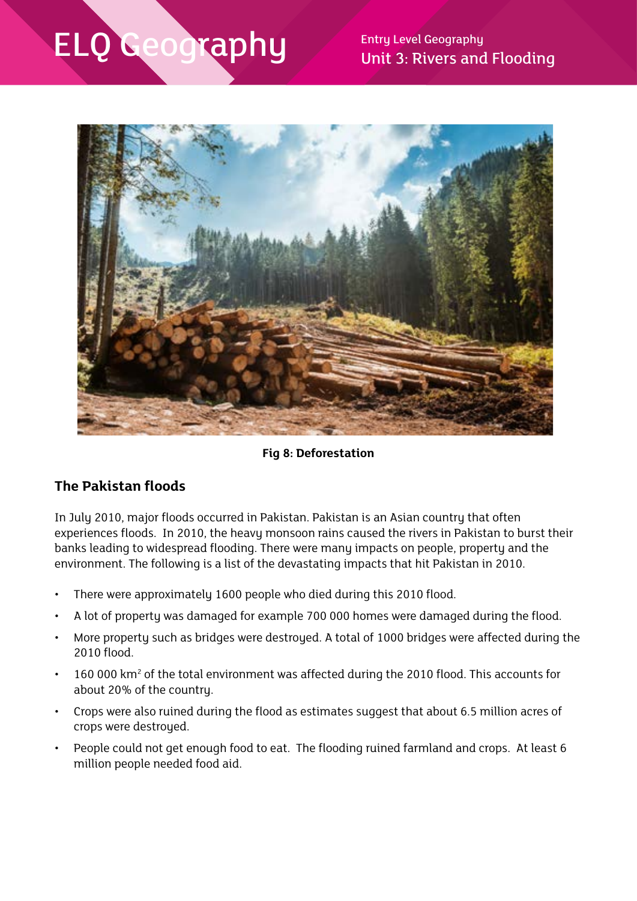**Fig 8: Deforestation**

## The Pakistan floods

In July 2010, major floods occurred in Pakistan. Pakistan is an Asian country that often experiences floods. In 2010, the heavy monsoon rains caused the rivers in Pakistan to burst their banks leading to widespread flooding. There were many impacts on people, property and the environment. The following is a list of the devastating impacts that hit Pakistan in 2010.

- There were approximately 1600 people who died during this 2010 flood.
- A lot of property was damaged for example 700 000 homes were damaged during the flood.
- More property such as bridges were destroyed. A total of 1000 bridges were affected during the 2010 flood.
- 160 000 $km^2$ of the total environment was affected during the 2010 flood. This accounts for about 20% of the country.
- Crops were also ruined during the flood as estimates suggest that about 6.5 million acres of crops were destroyed.
- People could not get enough food to eat. The flooding ruined farmland and crops. At least 6 million people needed food aid.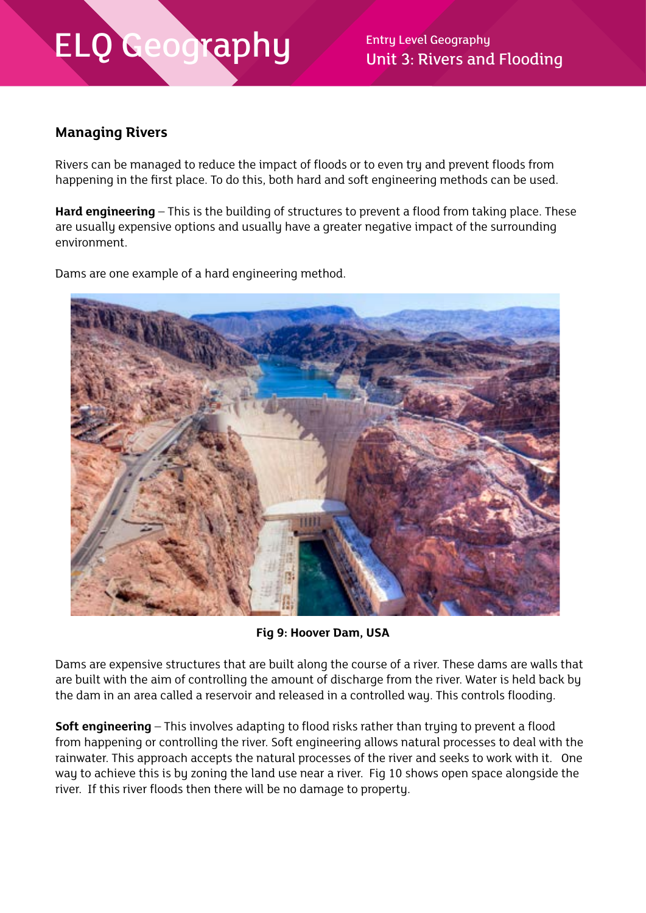## Managing Rivers

Rivers can be managed to reduce the impact of floods or to even try and prevent floods from happening in the first place. To do this, both hard and soft engineering methods can be used.

**Hard engineering** – This is the building of structures to prevent a flood from taking place. These are usually expensive options and usually have a greater negative impact of the surrounding environment.

Dams are one example of a hard engineering method.

**Fig 9: Hoover Dam, USA**

Dams are expensive structures that are built along the course of a river. These dams are walls that are built with the aim of controlling the amount of discharge from the river. Water is held back by the dam in an area called a reservoir and released in a controlled way. This controls flooding.

**Soft engineering** – This involves adapting to flood risks rather than trying to prevent a flood from happening or controlling the river. Soft engineering allows natural processes to deal with the rainwater. This approach accepts the natural processes of the river and seeks to work with it. One way to achieve this is by zoning the land use near a river. Fig 10 shows open space alongside the river. If this river floods then there will be no damage to property.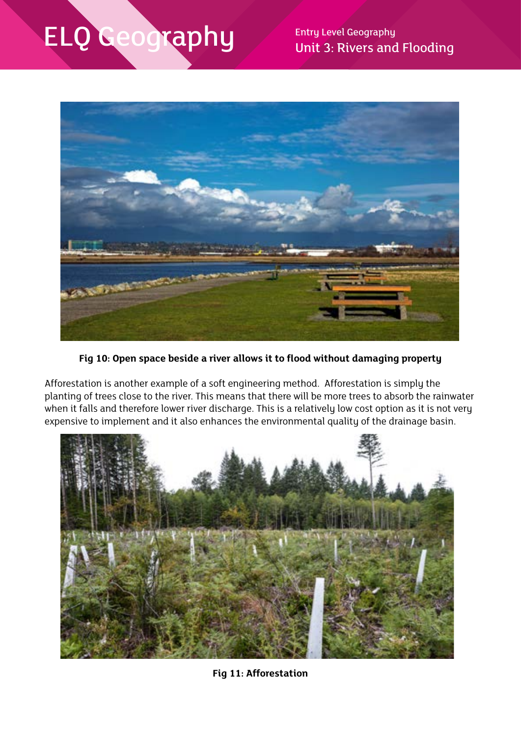Fig 10: Open space beside a river allows it to flood without damaging property

Afforestation is another example of a soft engineering method. Afforestation is simply the planting of trees close to the river. This means that there will be more trees to absorb the rainwater when it falls and therefore lower river discharge. This is a relatively low cost option as it is not very expensive to implement and it also enhances the environmental quality of the drainage basin.

Fig 11: Afforestation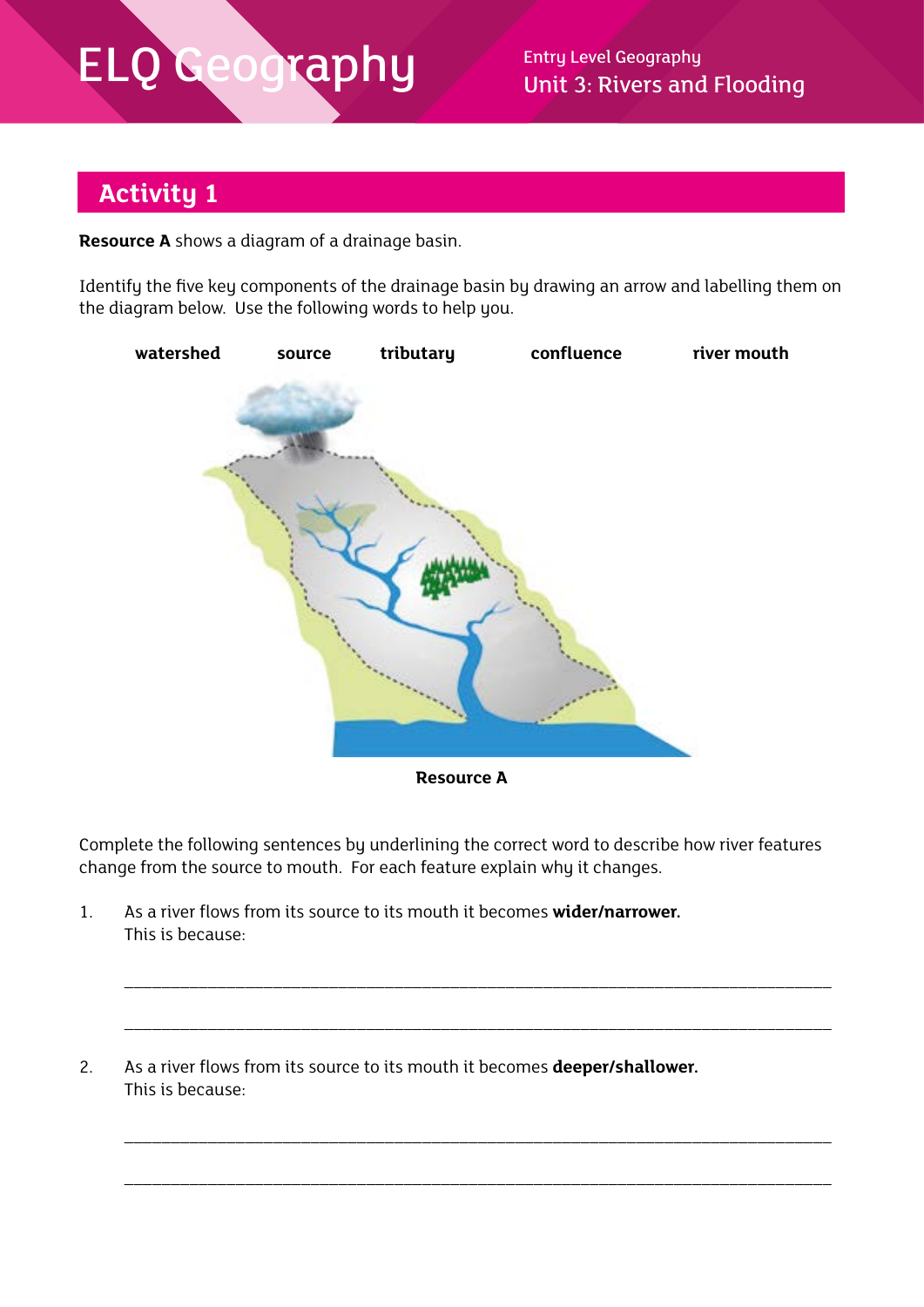## Activity 1

**Resource A** shows a diagram of a drainage basin.

Identify the five key components of the drainage basin by drawing an arrow and labelling them on the diagram below. Use the following words to help you.

**watershed** **source** **tributary** **confluence** **river mouth**

**Resource A**

Complete the following sentences by underlining the correct word to describe how river features change from the source to mouth. For each feature explain why it changes.

1. As a river flows from its source to its mouth it becomes **wider/narrower.**
   This is because:

   ___________________________________________________________________________

   ___________________________________________________________________________

2. As a river flows from its source to its mouth it becomes **deeper/shallower.**
   This is because:

   ___________________________________________________________________________

   ___________________________________________________________________________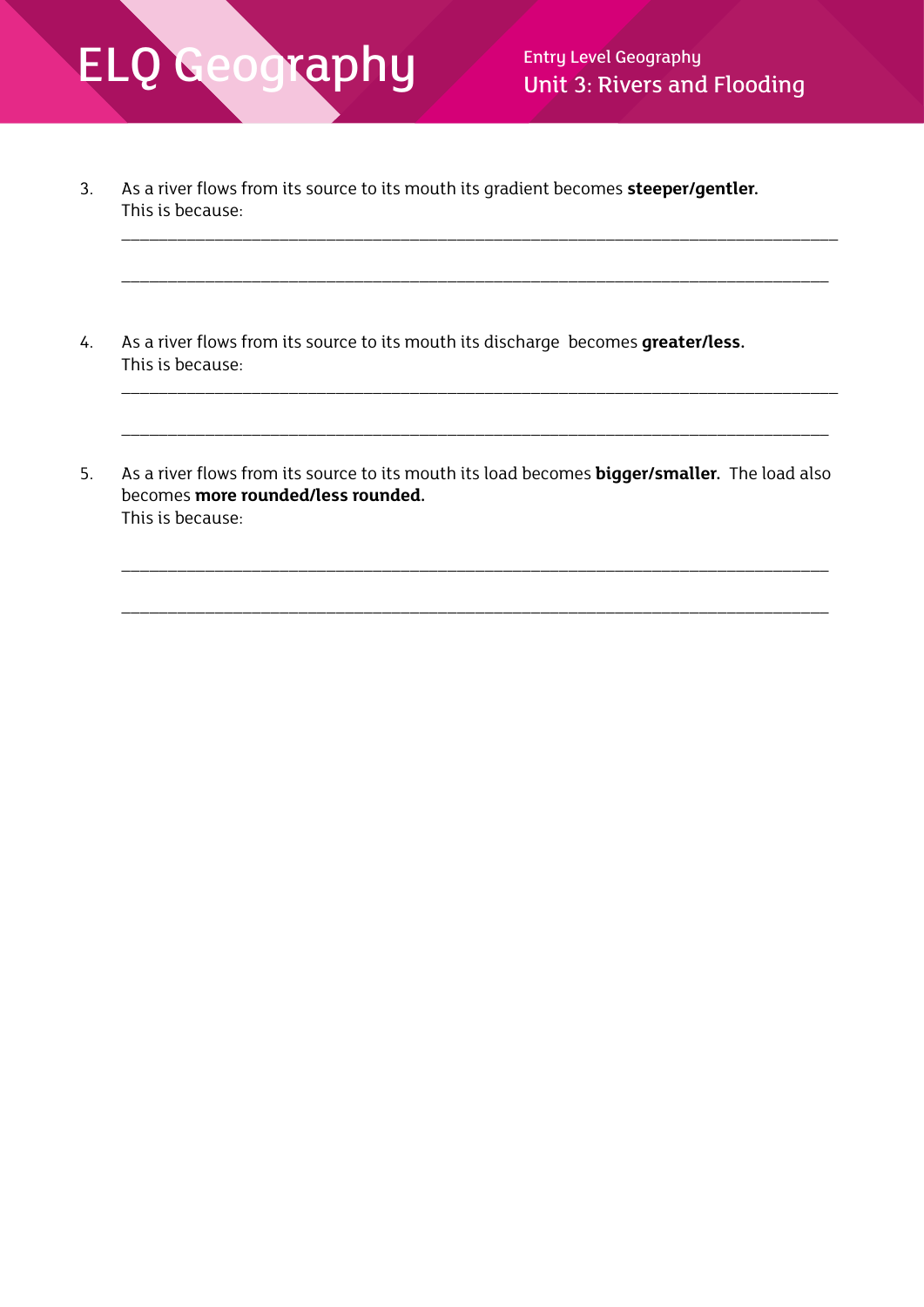3. As a river flows from its source to its mouth its gradient becomes **steeper/gentler.** This is because:

_______________________________________________________________________________

_______________________________________________________________________________

4. As a river flows from its source to its mouth its discharge becomes **greater/less.** This is because:

_______________________________________________________________________________

_______________________________________________________________________________

5. As a river flows from its source to its mouth its load becomes **bigger/smaller.** The load also becomes **more rounded/less rounded.** This is because:

_______________________________________________________________________________

_______________________________________________________________________________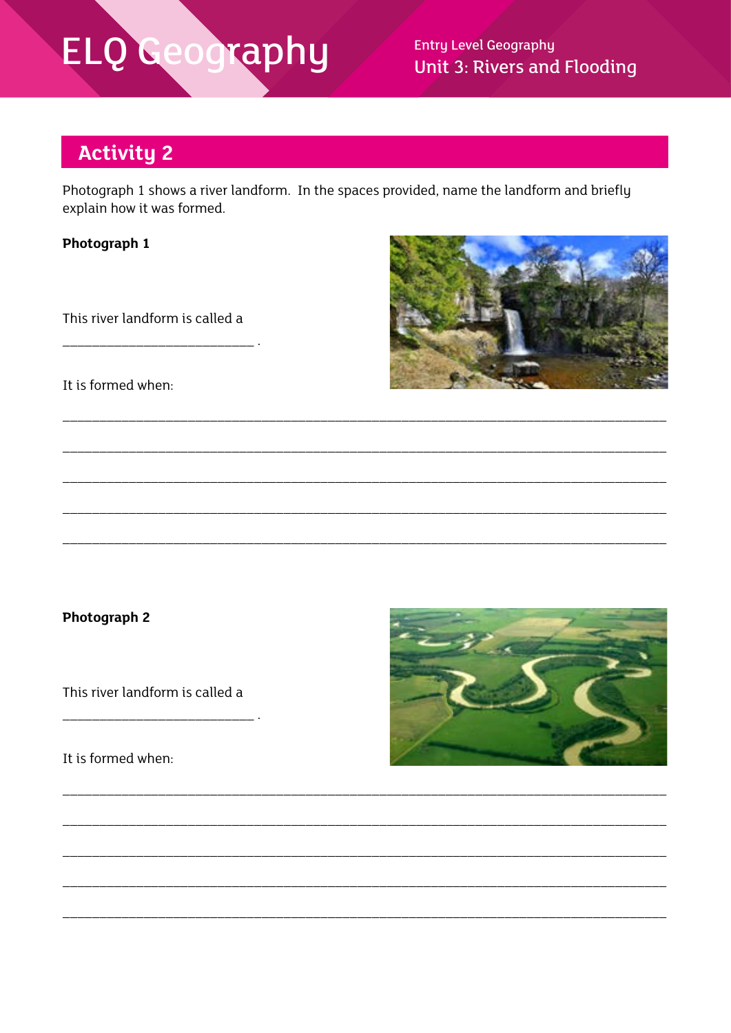## Activity 2

Photograph 1 shows a river landform. In the spaces provided, name the landform and briefly explain how it was formed.

**Photograph 1**

This river landform is called a

___________________________ .

It is formed when:

______________________________________________________________________________________

______________________________________________________________________________________

______________________________________________________________________________________

______________________________________________________________________________________

______________________________________________________________________________________

**Photograph 2**

This river landform is called a

___________________________ .

It is formed when:

______________________________________________________________________________________

______________________________________________________________________________________

______________________________________________________________________________________

______________________________________________________________________________________

______________________________________________________________________________________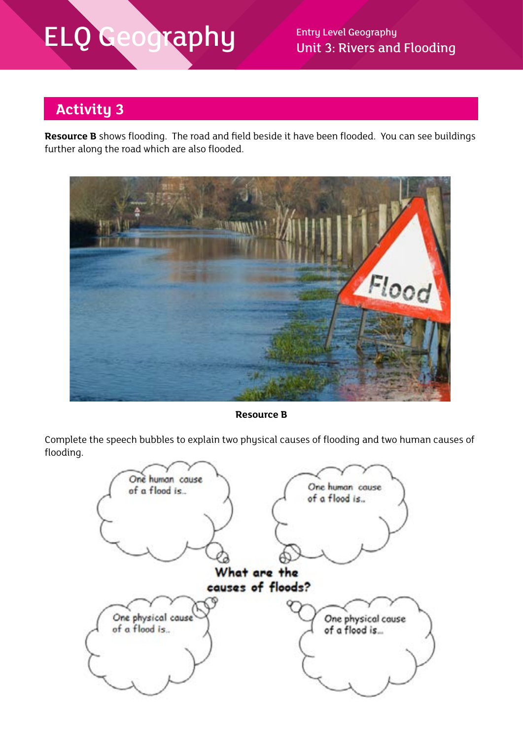## Activity 3

**Resource B** shows flooding. The road and field beside it have been flooded. You can see buildings further along the road which are also flooded.

**Resource B**

Complete the speech bubbles to explain two physical causes of flooding and two human causes of flooding.

One human cause of a flood is..

One human cause of a flood is..

What are the causes of floods?

One physical cause of a flood is..

One physical cause of a flood is...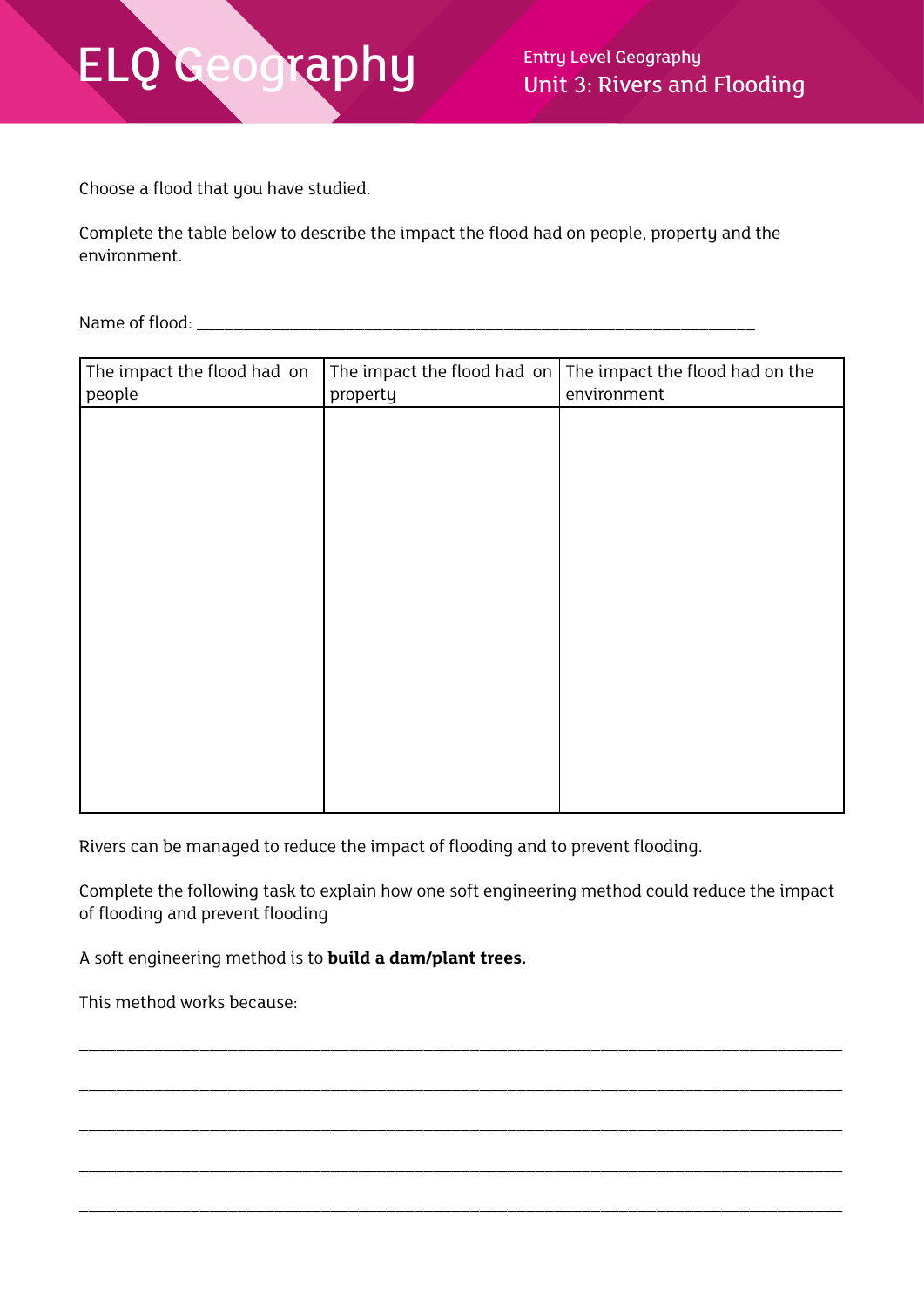Choose a flood that you have studied.

Complete the table below to describe the impact the flood had on people, property and the environment.

Name of flood: ___________________________________________________________________

| The impact the flood had on people | The impact the flood had on property | The impact the flood had on the environment |
|---|---|---|
| | | |

Rivers can be managed to reduce the impact of flooding and to prevent flooding.

Complete the following task to explain how one soft engineering method could reduce the impact of flooding and prevent flooding

A soft engineering method is to **build a dam/plant trees.**

This method works because:

_______________________________________________________________________________________

_______________________________________________________________________________________

_______________________________________________________________________________________

_______________________________________________________________________________________

_______________________________________________________________________________________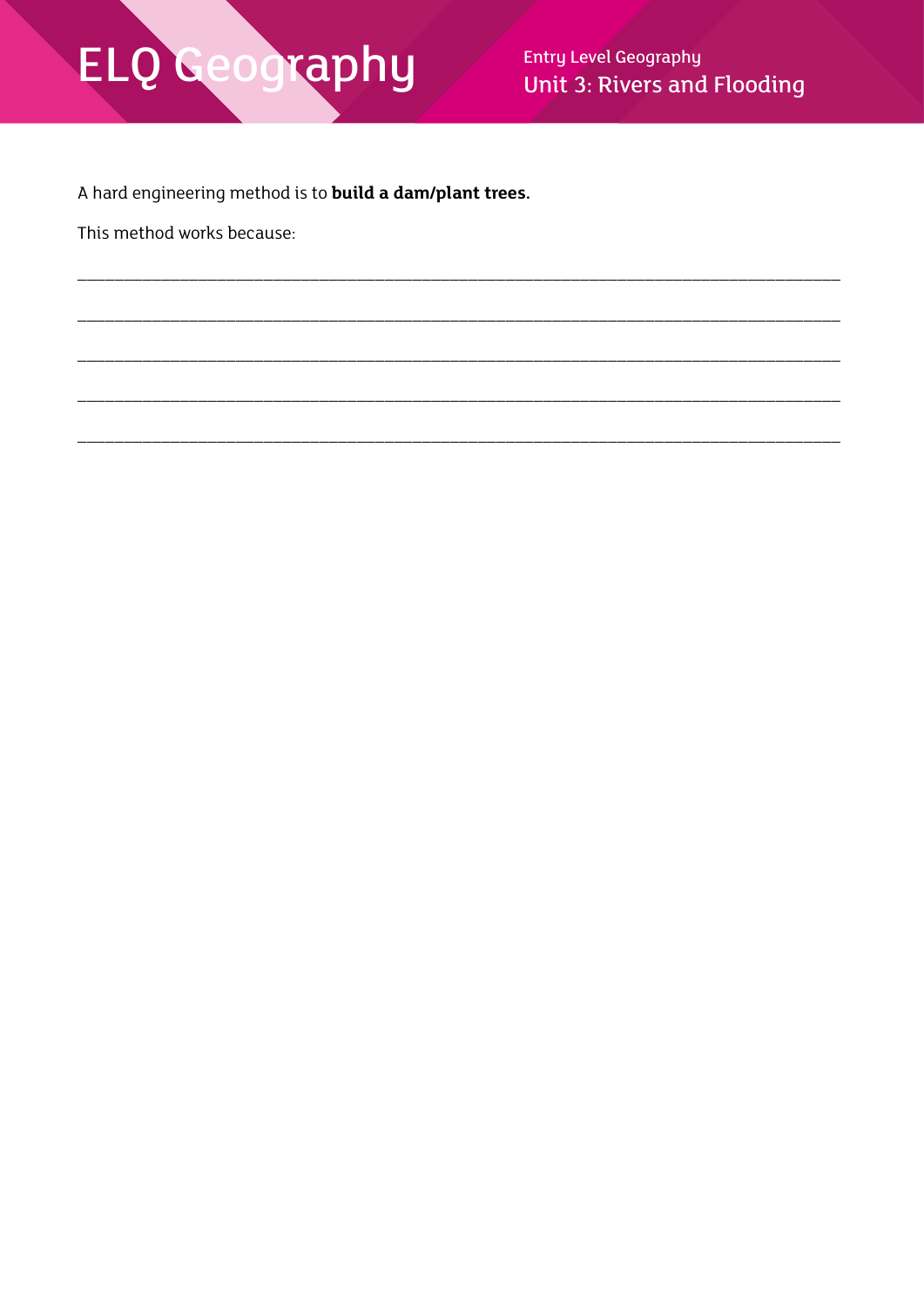A hard engineering method is to **build a dam/plant trees.**

This method works because:

______________________________________________________________________________

______________________________________________________________________________

______________________________________________________________________________

______________________________________________________________________________

______________________________________________________________________________